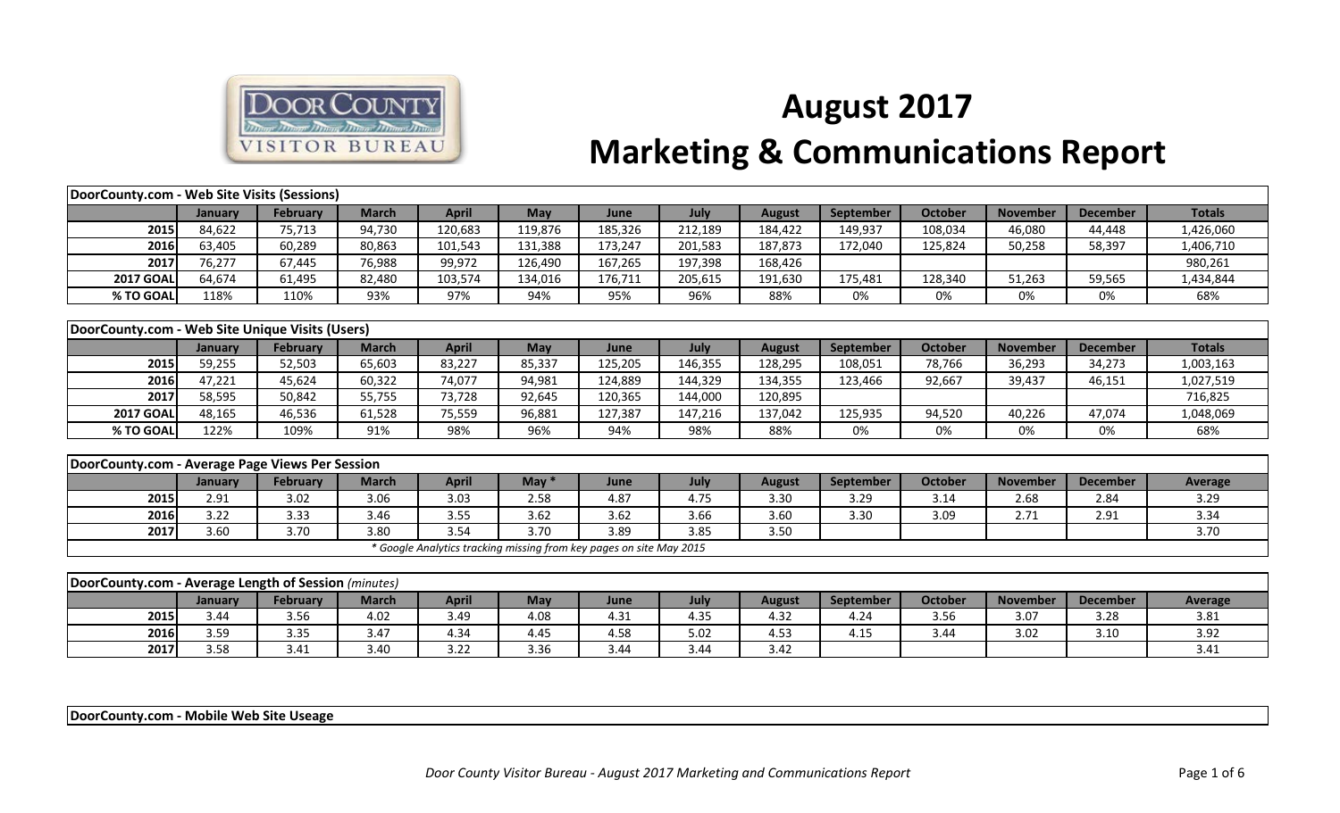# August 2017

# Marketing & Communications Report

| DoorCounty.com - Web Site Visits (Sessions) | | | | | | | | | | | | | |
|---|---|---|---|---|---|---|---|---|---|---|---|---|---|
| | January | February | March | April | May | June | July | August | September | October | November | December | Totals |
| 2015 | 84,622 | 75,713 | 94,730 | 120,683 | 119,876 | 185,326 | 212,189 | 184,422 | 149,937 | 108,034 | 46,080 | 44,448 | 1,426,060 |
| 2016 | 63,405 | 60,289 | 80,863 | 101,543 | 131,388 | 173,247 | 201,583 | 187,873 | 172,040 | 125,824 | 50,258 | 58,397 | 1,406,710 |
| 2017 | 76,277 | 67,445 | 76,988 | 99,972 | 126,490 | 167,265 | 197,398 | 168,426 | | | | | 980,261 |
| 2017 GOAL | 64,674 | 61,495 | 82,480 | 103,574 | 134,016 | 176,711 | 205,615 | 191,630 | 175,481 | 128,340 | 51,263 | 59,565 | 1,434,844 |
| % TO GOAL | 118% | 110% | 93% | 97% | 94% | 95% | 96% | 88% | 0% | 0% | 0% | 0% | 68% |

| DoorCounty.com - Web Site Unique Visits (Users) | | | | | | | | | | | | | |
|---|---|---|---|---|---|---|---|---|---|---|---|---|---|
| | January | February | March | April | May | June | July | August | September | October | November | December | Totals |
| 2015 | 59,255 | 52,503 | 65,603 | 83,227 | 85,337 | 125,205 | 146,355 | 128,295 | 108,051 | 78,766 | 36,293 | 34,273 | 1,003,163 |
| 2016 | 47,221 | 45,624 | 60,322 | 74,077 | 94,981 | 124,889 | 144,329 | 134,355 | 123,466 | 92,667 | 39,437 | 46,151 | 1,027,519 |
| 2017 | 58,595 | 50,842 | 55,755 | 73,728 | 92,645 | 120,365 | 144,000 | 120,895 | | | | | 716,825 |
| 2017 GOAL | 48,165 | 46,536 | 61,528 | 75,559 | 96,881 | 127,387 | 147,216 | 137,042 | 125,935 | 94,520 | 40,226 | 47,074 | 1,048,069 |
| % TO GOAL | 122% | 109% | 91% | 98% | 96% | 94% | 98% | 88% | 0% | 0% | 0% | 0% | 68% |

| DoorCounty.com - Average Page Views Per Session | | | | | | | | | | | | | |
|---|---|---|---|---|---|---|---|---|---|---|---|---|---|
| | January | February | March | April | May * | June | July | August | September | October | November | December | Average |
| 2015 | 2.91 | 3.02 | 3.06 | 3.03 | 2.58 | 4.87 | 4.75 | 3.30 | 3.29 | 3.14 | 2.68 | 2.84 | 3.29 |
| 2016 | 3.22 | 3.33 | 3.46 | 3.55 | 3.62 | 3.62 | 3.66 | 3.60 | 3.30 | 3.09 | 2.71 | 2.91 | 3.34 |
| 2017 | 3.60 | 3.70 | 3.80 | 3.54 | 3.70 | 3.89 | 3.85 | 3.50 | | | | | 3.70 |

*\* Google Analytics tracking missing from key pages on site May 2015*

| DoorCounty.com - Average Length of Session *(minutes)* | | | | | | | | | | | | | |
|---|---|---|---|---|---|---|---|---|---|---|---|---|---|
| | January | February | March | April | May | June | July | August | September | October | November | December | Average |
| 2015 | 3.44 | 3.56 | 4.02 | 3.49 | 4.08 | 4.31 | 4.35 | 4.32 | 4.24 | 3.56 | 3.07 | 3.28 | 3.81 |
| 2016 | 3.59 | 3.35 | 3.47 | 4.34 | 4.45 | 4.58 | 5.02 | 4.53 | 4.15 | 3.44 | 3.02 | 3.10 | 3.92 |
| 2017 | 3.58 | 3.41 | 3.40 | 3.22 | 3.36 | 3.44 | 3.44 | 3.42 | | | | | 3.41 |

**DoorCounty.com - Mobile Web Site Useage**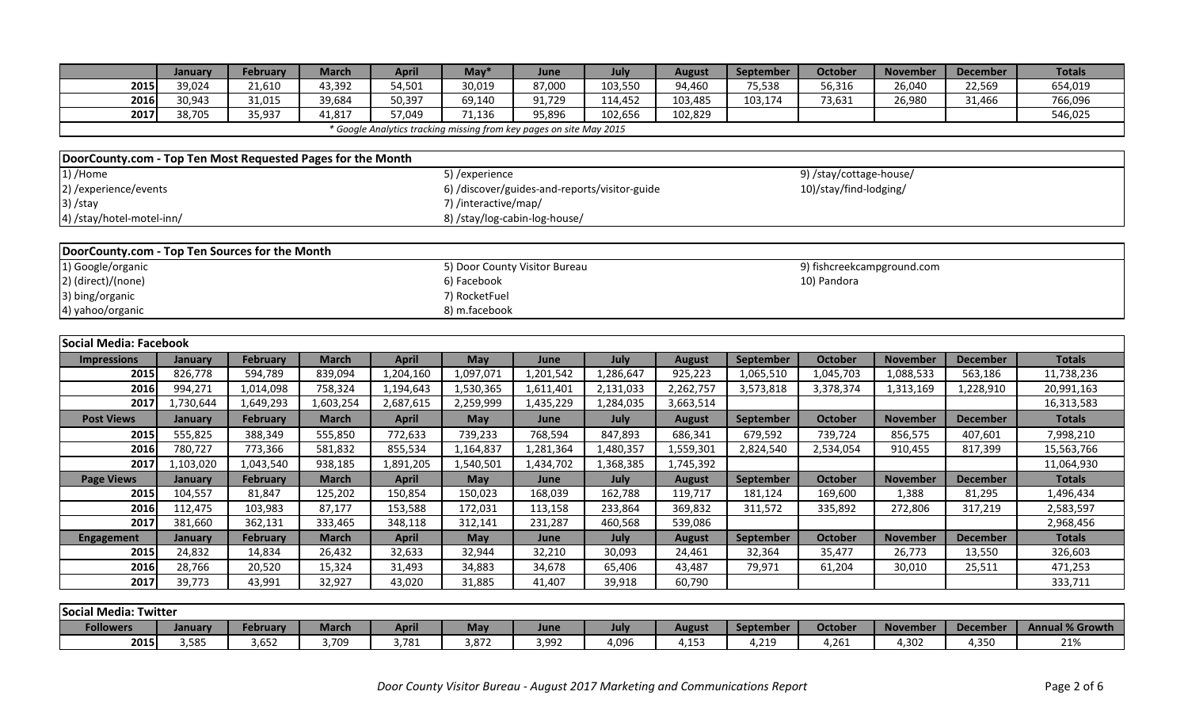| | January | February | March | April | May* | June | July | August | September | October | November | December | Totals |
|---|---|---|---|---|---|---|---|---|---|---|---|---|---|
| 2015 | 39,024 | 21,610 | 43,392 | 54,501 | 30,019 | 87,000 | 103,550 | 94,460 | 75,538 | 56,316 | 26,040 | 22,569 | 654,019 |
| 2016 | 30,943 | 31,015 | 39,684 | 50,397 | 69,140 | 91,729 | 114,452 | 103,485 | 103,174 | 73,631 | 26,980 | 31,466 | 766,096 |
| 2017 | 38,705 | 35,937 | 41,817 | 57,049 | 71,136 | 95,896 | 102,656 | 102,829 | | | | | 546,025 |

*\* Google Analytics tracking missing from key pages on site May 2015*

## DoorCounty.com - Top Ten Most Requested Pages for the Month

1) /Home
2) /experience/events
3) /stay
4) /stay/hotel-motel-inn/
5) /experience
6) /discover/guides-and-reports/visitor-guide
7) /interactive/map/
8) /stay/log-cabin-log-house/
9) /stay/cottage-house/
10) /stay/find-lodging/

## DoorCounty.com - Top Ten Sources for the Month

1) Google/organic
2) (direct)/(none)
3) bing/organic
4) yahoo/organic
5) Door County Visitor Bureau
6) Facebook
7) RocketFuel
8) m.facebook
9) fishcreekcampground.com
10) Pandora

## Social Media: Facebook

| Impressions | January | February | March | April | May | June | July | August | September | October | November | December | Totals |
|---|---|---|---|---|---|---|---|---|---|---|---|---|---|
| 2015 | 826,778 | 594,789 | 839,094 | 1,204,160 | 1,097,071 | 1,201,542 | 1,286,647 | 925,223 | 1,065,510 | 1,045,703 | 1,088,533 | 563,186 | 11,738,236 |
| 2016 | 994,271 | 1,014,098 | 758,324 | 1,194,643 | 1,530,365 | 1,611,401 | 2,131,033 | 2,262,757 | 3,573,818 | 3,378,374 | 1,313,169 | 1,228,910 | 20,991,163 |
| 2017 | 1,730,644 | 1,649,293 | 1,603,254 | 2,687,615 | 2,259,999 | 1,435,229 | 1,284,035 | 3,663,514 | | | | | 16,313,583 |
| **Post Views** | **January** | **February** | **March** | **April** | **May** | **June** | **July** | **August** | **September** | **October** | **November** | **December** | **Totals** |
| 2015 | 555,825 | 388,349 | 555,850 | 772,633 | 739,233 | 768,594 | 847,893 | 686,341 | 679,592 | 739,724 | 856,575 | 407,601 | 7,998,210 |
| 2016 | 780,727 | 773,366 | 581,832 | 855,534 | 1,164,837 | 1,281,364 | 1,480,357 | 1,559,301 | 2,824,540 | 2,534,054 | 910,455 | 817,399 | 15,563,766 |
| 2017 | 1,103,020 | 1,043,540 | 938,185 | 1,891,205 | 1,540,501 | 1,434,702 | 1,368,385 | 1,745,392 | | | | | 11,064,930 |
| **Page Views** | **January** | **February** | **March** | **April** | **May** | **June** | **July** | **August** | **September** | **October** | **November** | **December** | **Totals** |
| 2015 | 104,557 | 81,847 | 125,202 | 150,854 | 150,023 | 168,039 | 162,788 | 119,717 | 181,124 | 169,600 | 1,388 | 81,295 | 1,496,434 |
| 2016 | 112,475 | 103,983 | 87,177 | 153,588 | 172,031 | 113,158 | 233,864 | 369,832 | 311,572 | 335,892 | 272,806 | 317,219 | 2,583,597 |
| 2017 | 381,660 | 362,131 | 333,465 | 348,118 | 312,141 | 231,287 | 460,568 | 539,086 | | | | | 2,968,456 |
| **Engagement** | **January** | **February** | **March** | **April** | **May** | **June** | **July** | **August** | **September** | **October** | **November** | **December** | **Totals** |
| 2015 | 24,832 | 14,834 | 26,432 | 32,633 | 32,944 | 32,210 | 30,093 | 24,461 | 32,364 | 35,477 | 26,773 | 13,550 | 326,603 |
| 2016 | 28,766 | 20,520 | 15,324 | 31,493 | 34,883 | 34,678 | 65,406 | 43,487 | 79,971 | 61,204 | 30,010 | 25,511 | 471,253 |
| 2017 | 39,773 | 43,991 | 32,927 | 43,020 | 31,885 | 41,407 | 39,918 | 60,790 | | | | | 333,711 |

## Social Media: Twitter

| Followers | January | February | March | April | May | June | July | August | September | October | November | December | Annual % Growth |
|---|---|---|---|---|---|---|---|---|---|---|---|---|---|
| 2015 | 3,585 | 3,652 | 3,709 | 3,781 | 3,872 | 3,992 | 4,096 | 4,153 | 4,219 | 4,261 | 4,302 | 4,350 | 21% |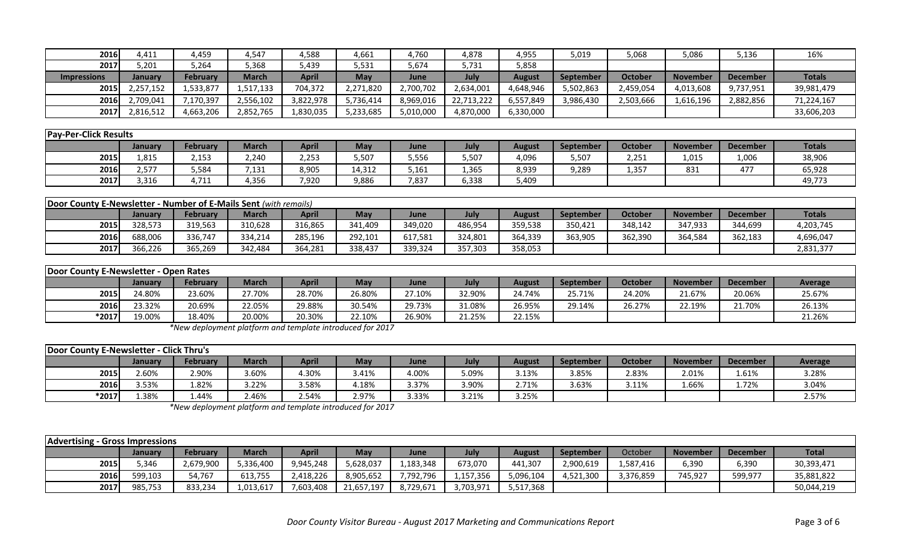| | January | February | March | April | May | June | July | August | September | October | November | December | Totals |
|---|---|---|---|---|---|---|---|---|---|---|---|---|---|
| 2016 | 4,411 | 4,459 | 4,547 | 4,588 | 4,661 | 4,760 | 4,878 | 4,955 | 5,019 | 5,068 | 5,086 | 5,136 | 16% |
| 2017 | 5,201 | 5,264 | 5,368 | 5,439 | 5,531 | 5,674 | 5,731 | 5,858 | | | | | |

| Impressions | January | February | March | April | May | June | July | August | September | October | November | December | Totals |
|---|---|---|---|---|---|---|---|---|---|---|---|---|---|
| 2015 | 2,257,152 | 1,533,877 | 1,517,133 | 704,372 | 2,271,820 | 2,700,702 | 2,634,001 | 4,648,946 | 5,502,863 | 2,459,054 | 4,013,608 | 9,737,951 | 39,981,479 |
| 2016 | 2,709,041 | 7,170,397 | 2,556,102 | 3,822,978 | 5,736,414 | 8,969,016 | 22,713,222 | 6,557,849 | 3,986,430 | 2,503,666 | 1,616,196 | 2,882,856 | 71,224,167 |
| 2017 | 2,816,512 | 4,663,206 | 2,852,765 | 1,830,035 | 5,233,685 | 5,010,000 | 4,870,000 | 6,330,000 | | | | | 33,606,203 |

**Pay-Per-Click Results**

| | January | February | March | April | May | June | July | August | September | October | November | December | Totals |
|---|---|---|---|---|---|---|---|---|---|---|---|---|---|
| 2015 | 1,815 | 2,153 | 2,240 | 2,253 | 5,507 | 5,556 | 5,507 | 4,096 | 5,507 | 2,251 | 1,015 | 1,006 | 38,906 |
| 2016 | 2,577 | 5,584 | 7,131 | 8,905 | 14,312 | 5,161 | 1,365 | 8,939 | 9,289 | 1,357 | 831 | 477 | 65,928 |
| 2017 | 3,316 | 4,711 | 4,356 | 7,920 | 9,886 | 7,837 | 6,338 | 5,409 | | | | | 49,773 |

**Door County E-Newsletter - Number of E-Mails Sent** *(with remails)*

| | January | February | March | April | May | June | July | August | September | October | November | December | Totals |
|---|---|---|---|---|---|---|---|---|---|---|---|---|---|
| 2015 | 328,573 | 319,563 | 310,628 | 316,865 | 341,409 | 349,020 | 486,954 | 359,538 | 350,421 | 348,142 | 347,933 | 344,699 | 4,203,745 |
| 2016 | 688,006 | 336,747 | 334,214 | 285,196 | 292,101 | 617,581 | 324,801 | 364,339 | 363,905 | 362,390 | 364,584 | 362,183 | 4,696,047 |
| 2017 | 366,226 | 365,269 | 342,484 | 364,281 | 338,437 | 339,324 | 357,303 | 358,053 | | | | | 2,831,377 |

**Door County E-Newsletter - Open Rates**

| | January | February | March | April | May | June | July | August | September | October | November | December | Average |
|---|---|---|---|---|---|---|---|---|---|---|---|---|---|
| 2015 | 24.80% | 23.60% | 27.70% | 28.70% | 26.80% | 27.10% | 32.90% | 24.74% | 25.71% | 24.20% | 21.67% | 20.06% | 25.67% |
| 2016 | 23.32% | 20.69% | 22.05% | 29.88% | 30.54% | 29.73% | 31.08% | 26.95% | 29.14% | 26.27% | 22.19% | 21.70% | 26.13% |
| *2017 | 19.00% | 18.40% | 20.00% | 20.30% | 22.10% | 26.90% | 21.25% | 22.15% | | | | | 21.26% |

*\*New deployment platform and template introduced for 2017*

**Door County E-Newsletter - Click Thru's**

| | January | February | March | April | May | June | July | August | September | October | November | December | Average |
|---|---|---|---|---|---|---|---|---|---|---|---|---|---|
| 2015 | 2.60% | 2.90% | 3.60% | 4.30% | 3.41% | 4.00% | 5.09% | 3.13% | 3.85% | 2.83% | 2.01% | 1.61% | 3.28% |
| 2016 | 3.53% | 1.82% | 3.22% | 3.58% | 4.18% | 3.37% | 3.90% | 2.71% | 3.63% | 3.11% | 1.66% | 1.72% | 3.04% |
| *2017 | 1.38% | 1.44% | 2.46% | 2.54% | 2.97% | 3.33% | 3.21% | 3.25% | | | | | 2.57% |

*\*New deployment platform and template introduced for 2017*

**Advertising - Gross Impressions**

| | January | February | March | April | May | June | July | August | September | October | November | December | Total |
|---|---|---|---|---|---|---|---|---|---|---|---|---|---|
| 2015 | 5,346 | 2,679,900 | 5,336,400 | 9,945,248 | 5,628,037 | 1,183,348 | 673,070 | 441,307 | 2,900,619 | 1,587,416 | 6,390 | 6,390 | 30,393,471 |
| 2016 | 599,103 | 54,767 | 613,755 | 2,418,226 | 8,905,652 | 7,792,796 | 1,157,356 | 5,096,104 | 4,521,300 | 3,376,859 | 745,927 | 599,977 | 35,881,822 |
| 2017 | 985,753 | 833,234 | 1,013,617 | 7,603,408 | 21,657,197 | 8,729,671 | 3,703,971 | 5,517,368 | | | | | 50,044,219 |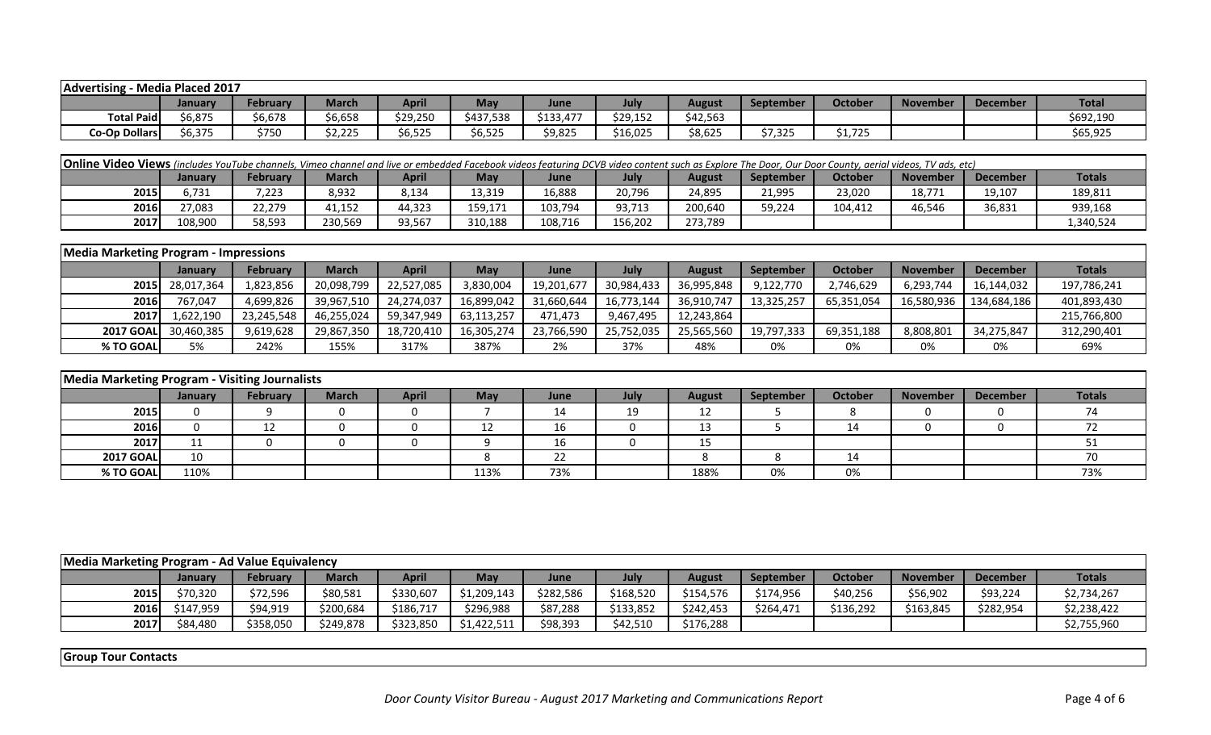| Advertising - Media Placed 2017 | | | | | | | | | | | | | |
|---|---|---|---|---|---|---|---|---|---|---|---|---|---|
| | January | February | March | April | May | June | July | August | September | October | November | December | Total |
| Total Paid | $6,875 | $6,678 | $6,658 | $29,250 | $437,538 | $133,477 | $29,152 | $42,563 | | | | | $692,190 |
| Co-Op Dollars | $6,375 | $750 | $2,225 | $6,525 | $6,525 | $9,825 | $16,025 | $8,625 | $7,325 | $1,725 | | | $65,925 |

**Online Video Views** *(includes YouTube channels, Vimeo channel and live or embedded Facebook videos featuring DCVB video content such as Explore The Door, Our Door County, aerial videos, TV ads, etc)*

| | January | February | March | April | May | June | July | August | September | October | November | December | Totals |
|---|---|---|---|---|---|---|---|---|---|---|---|---|---|
| 2015 | 6,731 | 7,223 | 8,932 | 8,134 | 13,319 | 16,888 | 20,796 | 24,895 | 21,995 | 23,020 | 18,771 | 19,107 | 189,811 |
| 2016 | 27,083 | 22,279 | 41,152 | 44,323 | 159,171 | 103,794 | 93,713 | 200,640 | 59,224 | 104,412 | 46,546 | 36,831 | 939,168 |
| 2017 | 108,900 | 58,593 | 230,569 | 93,567 | 310,188 | 108,716 | 156,202 | 273,789 | | | | | 1,340,524 |

| Media Marketing Program - Impressions | | | | | | | | | | | | | |
|---|---|---|---|---|---|---|---|---|---|---|---|---|---|
| | January | February | March | April | May | June | July | August | September | October | November | December | Totals |
| 2015 | 28,017,364 | 1,823,856 | 20,098,799 | 22,527,085 | 3,830,004 | 19,201,677 | 30,984,433 | 36,995,848 | 9,122,770 | 2,746,629 | 6,293,744 | 16,144,032 | 197,786,241 |
| 2016 | 767,047 | 4,699,826 | 39,967,510 | 24,274,037 | 16,899,042 | 31,660,644 | 16,773,144 | 36,910,747 | 13,325,257 | 65,351,054 | 16,580,936 | 134,684,186 | 401,893,430 |
| 2017 | 1,622,190 | 23,245,548 | 46,255,024 | 59,347,949 | 63,113,257 | 471,473 | 9,467,495 | 12,243,864 | | | | | 215,766,800 |
| 2017 GOAL | 30,460,385 | 9,619,628 | 29,867,350 | 18,720,410 | 16,305,274 | 23,766,590 | 25,752,035 | 25,565,560 | 19,797,333 | 69,351,188 | 8,808,801 | 34,275,847 | 312,290,401 |
| % TO GOAL | 5% | 242% | 155% | 317% | 387% | 2% | 37% | 48% | 0% | 0% | 0% | 0% | 69% |

| Media Marketing Program - Visiting Journalists | | | | | | | | | | | | | |
|---|---|---|---|---|---|---|---|---|---|---|---|---|---|
| | January | February | March | April | May | June | July | August | September | October | November | December | Totals |
| 2015 | 0 | 9 | 0 | 0 | 7 | 14 | 19 | 12 | 5 | 8 | 0 | 0 | 74 |
| 2016 | 0 | 12 | 0 | 0 | 12 | 16 | 0 | 13 | 5 | 14 | 0 | 0 | 72 |
| 2017 | 11 | 0 | 0 | 0 | 9 | 16 | 0 | 15 | | | | | 51 |
| 2017 GOAL | 10 | | | | 8 | 22 | | 8 | 8 | 14 | | | 70 |
| % TO GOAL | 110% | | | | 113% | 73% | | 188% | 0% | 0% | | | 73% |

| Media Marketing Program - Ad Value Equivalency | | | | | | | | | | | | | |
|---|---|---|---|---|---|---|---|---|---|---|---|---|---|
| | January | February | March | April | May | June | July | August | September | October | November | December | Totals |
| 2015 | $70,320 | $72,596 | $80,581 | $330,607 | $1,209,143 | $282,586 | $168,520 | $154,576 | $174,956 | $40,256 | $56,902 | $93,224 | $2,734,267 |
| 2016 | $147,959 | $94,919 | $200,684 | $186,717 | $296,988 | $87,288 | $133,852 | $242,453 | $264,471 | $136,292 | $163,845 | $282,954 | $2,238,422 |
| 2017 | $84,480 | $358,050 | $249,878 | $323,850 | $1,422,511 | $98,393 | $42,510 | $176,288 | | | | | $2,755,960 |

**Group Tour Contacts**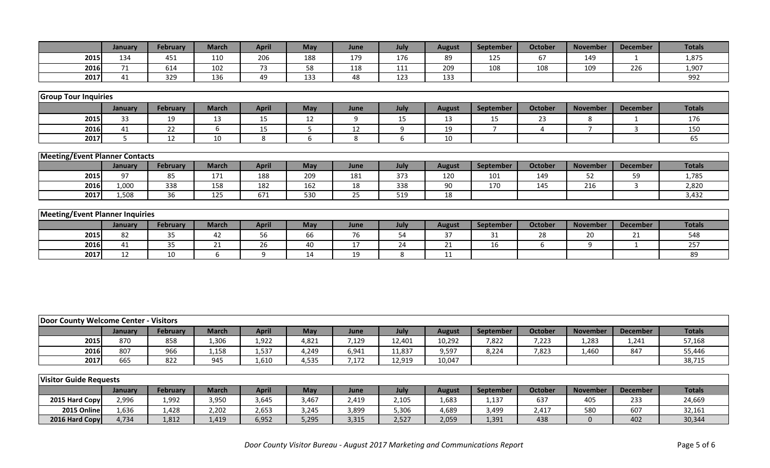| | January | February | March | April | May | June | July | August | September | October | November | December | Totals |
|---|---|---|---|---|---|---|---|---|---|---|---|---|---|
| 2015 | 134 | 451 | 110 | 206 | 188 | 179 | 176 | 89 | 125 | 67 | 149 | 1 | 1,875 |
| 2016 | 71 | 614 | 102 | 73 | 58 | 118 | 111 | 209 | 108 | 108 | 109 | 226 | 1,907 |
| 2017 | 41 | 329 | 136 | 49 | 133 | 48 | 123 | 133 | | | | | 992 |

**Group Tour Inquiries**

| | January | February | March | April | May | June | July | August | September | October | November | December | Totals |
|---|---|---|---|---|---|---|---|---|---|---|---|---|---|
| 2015 | 33 | 19 | 13 | 15 | 12 | 9 | 15 | 13 | 15 | 23 | 8 | 1 | 176 |
| 2016 | 41 | 22 | 6 | 15 | 5 | 12 | 9 | 19 | 7 | 4 | 7 | 3 | 150 |
| 2017 | 5 | 12 | 10 | 8 | 6 | 8 | 6 | 10 | | | | | 65 |

**Meeting/Event Planner Contacts**

| | January | February | March | April | May | June | July | August | September | October | November | December | Totals |
|---|---|---|---|---|---|---|---|---|---|---|---|---|---|
| 2015 | 97 | 85 | 171 | 188 | 209 | 181 | 373 | 120 | 101 | 149 | 52 | 59 | 1,785 |
| 2016 | 1,000 | 338 | 158 | 182 | 162 | 18 | 338 | 90 | 170 | 145 | 216 | 3 | 2,820 |
| 2017 | 1,508 | 36 | 125 | 671 | 530 | 25 | 519 | 18 | | | | | 3,432 |

**Meeting/Event Planner Inquiries**

| | January | February | March | April | May | June | July | August | September | October | November | December | Totals |
|---|---|---|---|---|---|---|---|---|---|---|---|---|---|
| 2015 | 82 | 35 | 42 | 56 | 66 | 76 | 54 | 37 | 31 | 28 | 20 | 21 | 548 |
| 2016 | 41 | 35 | 21 | 26 | 40 | 17 | 24 | 21 | 16 | 6 | 9 | 1 | 257 |
| 2017 | 12 | 10 | 6 | 9 | 14 | 19 | 8 | 11 | | | | | 89 |

**Door County Welcome Center - Visitors**

| | January | February | March | April | May | June | July | August | September | October | November | December | Totals |
|---|---|---|---|---|---|---|---|---|---|---|---|---|---|
| 2015 | 870 | 858 | 1,306 | 1,922 | 4,821 | 7,129 | 12,401 | 10,292 | 7,822 | 7,223 | 1,283 | 1,241 | 57,168 |
| 2016 | 807 | 966 | 1,158 | 1,537 | 4,249 | 6,941 | 11,837 | 9,597 | 8,224 | 7,823 | 1,460 | 847 | 55,446 |
| 2017 | 665 | 822 | 945 | 1,610 | 4,535 | 7,172 | 12,919 | 10,047 | | | | | 38,715 |

**Visitor Guide Requests**

| | January | February | March | April | May | June | July | August | September | October | November | December | Totals |
|---|---|---|---|---|---|---|---|---|---|---|---|---|---|
| 2015 Hard Copy | 2,996 | 1,992 | 3,950 | 3,645 | 3,467 | 2,419 | 2,105 | 1,683 | 1,137 | 637 | 405 | 233 | 24,669 |
| 2015 Online | 1,636 | 1,428 | 2,202 | 2,653 | 3,245 | 3,899 | 5,306 | 4,689 | 3,499 | 2,417 | 580 | 607 | 32,161 |
| 2016 Hard Copy | 4,734 | 1,812 | 1,419 | 6,952 | 5,295 | 3,315 | 2,527 | 2,059 | 1,391 | 438 | 0 | 402 | 30,344 |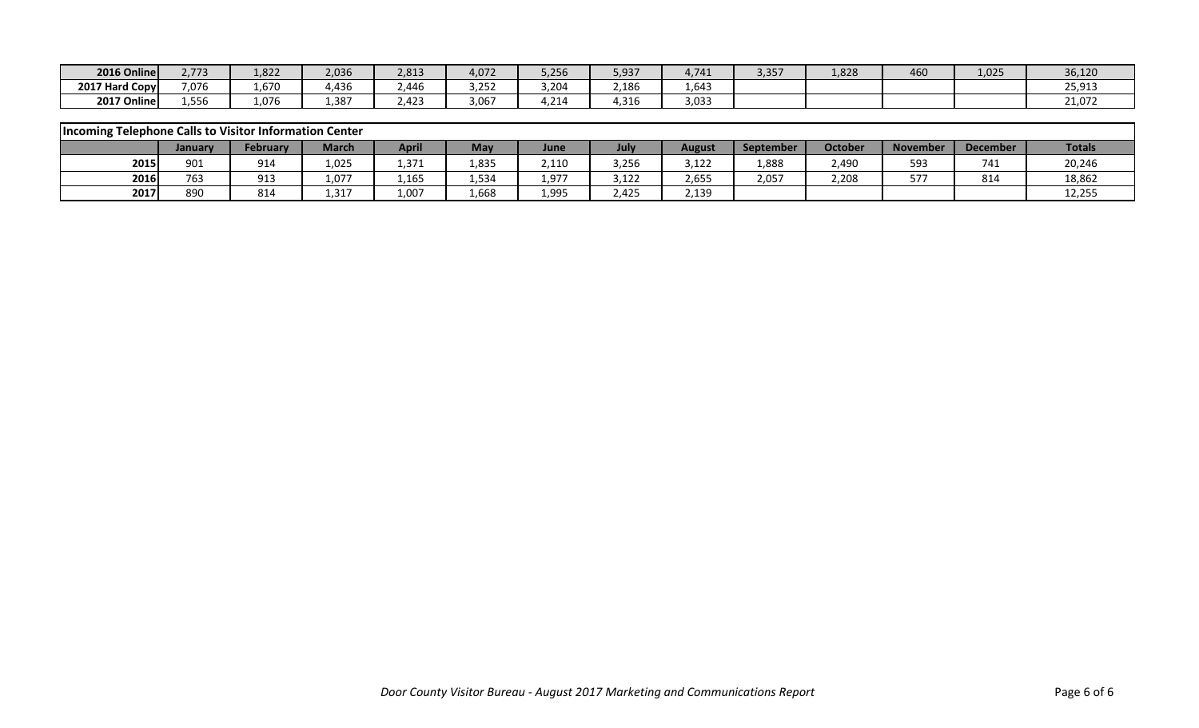| | | | | | | | | | | | | | |
|---|---|---|---|---|---|---|---|---|---|---|---|---|---|
| **2016 Online** | 2,773 | 1,822 | 2,036 | 2,813 | 4,072 | 5,256 | 5,937 | 4,741 | 3,357 | 1,828 | 460 | 1,025 | 36,120 |
| **2017 Hard Copy** | 7,076 | 1,670 | 4,436 | 2,446 | 3,252 | 3,204 | 2,186 | 1,643 | | | | | 25,913 |
| **2017 Online** | 1,556 | 1,076 | 1,387 | 2,423 | 3,067 | 4,214 | 4,316 | 3,033 | | | | | 21,072 |

**Incoming Telephone Calls to Visitor Information Center**

| | January | February | March | April | May | June | July | August | September | October | November | December | Totals |
|---|---|---|---|---|---|---|---|---|---|---|---|---|---|
| **2015** | 901 | 914 | 1,025 | 1,371 | 1,835 | 2,110 | 3,256 | 3,122 | 1,888 | 2,490 | 593 | 741 | 20,246 |
| **2016** | 763 | 913 | 1,077 | 1,165 | 1,534 | 1,977 | 3,122 | 2,655 | 2,057 | 2,208 | 577 | 814 | 18,862 |
| **2017** | 890 | 814 | 1,317 | 1,007 | 1,668 | 1,995 | 2,425 | 2,139 | | | | | 12,255 |